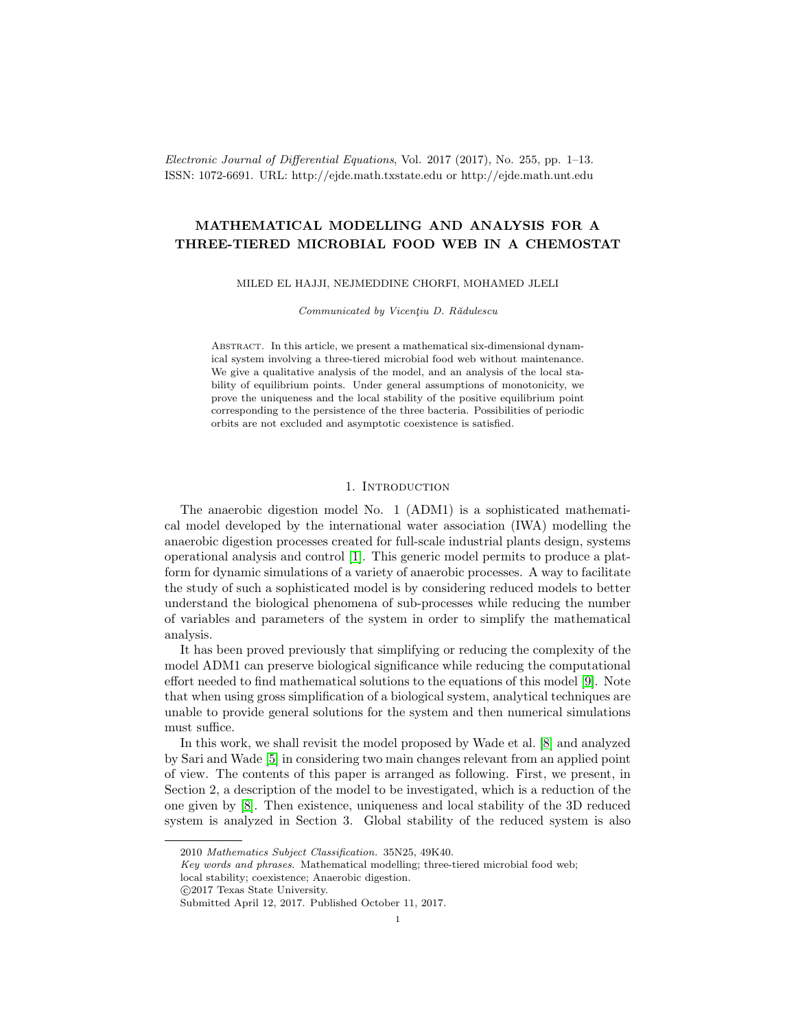# MATHEMATICAL MODELLING AND ANALYSIS FOR A THREE-TIERED MICROBIAL FOOD WEB IN A CHEMOSTAT

MILED EL HAJJI, NEJMEDDINE CHORFI, MOHAMED JLELI

*Communicated by Vicenţiu D. Rădulescu*

Abstract. In this article, we present a mathematical six-dimensional dynamical system involving a three-tiered microbial food web without maintenance. We give a qualitative analysis of the model, and an analysis of the local stability of equilibrium points. Under general assumptions of monotonicity, we prove the uniqueness and the local stability of the positive equilibrium point corresponding to the persistence of the three bacteria. Possibilities of periodic orbits are not excluded and asymptotic coexistence is satisfied.

## 1. Introduction

The anaerobic digestion model No. 1 (ADM1) is a sophisticated mathematical model developed by the international water association (IWA) modelling the anaerobic digestion processes created for full-scale industrial plants design, systems operational analysis and control [1]. This generic model permits to produce a platform for dynamic simulations of a variety of anaerobic processes. A way to facilitate the study of such a sophisticated model is by considering reduced models to better understand the biological phenomena of sub-processes while reducing the number of variables and parameters of the system in order to simplify the mathematical analysis.

It has been proved previously that simplifying or reducing the complexity of the model ADM1 can preserve biological significance while reducing the computational effort needed to find mathematical solutions to the equations of this model [9]. Note that when using gross simplification of a biological system, analytical techniques are unable to provide general solutions for the system and then numerical simulations must suffice.

In this work, we shall revisit the model proposed by Wade et al. [8] and analyzed by Sari and Wade [5] in considering two main changes relevant from an applied point of view. The contents of this paper is arranged as following. First, we present, in Section 2, a description of the model to be investigated, which is a reduction of the one given by [8]. Then existence, uniqueness and local stability of the 3D reduced system is analyzed in Section 3. Global stability of the reduced system is also

---

2010 *Mathematics Subject Classification.* 35N25, 49K40.

*Key words and phrases.* Mathematical modelling; three-tiered microbial food web; local stability; coexistence; Anaerobic digestion.

©2017 Texas State University.

Submitted April 12, 2017. Published October 11, 2017.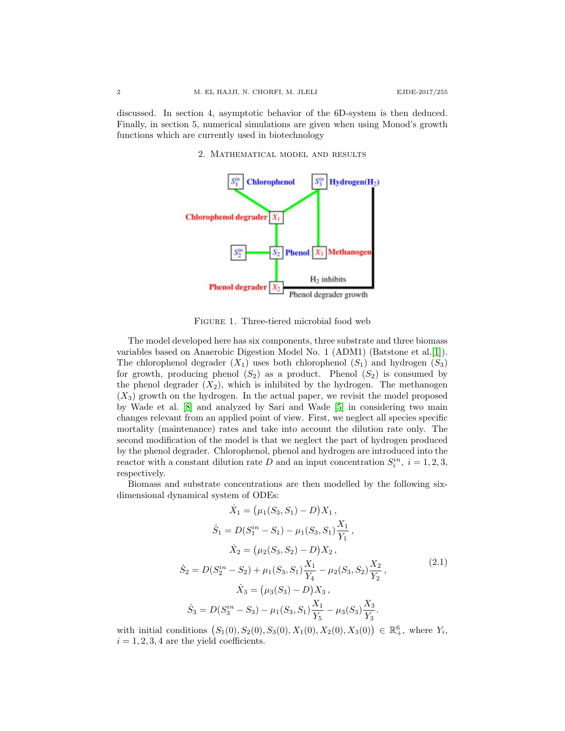discussed. In section 4, asymptotic behavior of the 6D-system is then deduced. Finally, in section 5, numerical simulations are given when using Monod's growth functions which are currently used in biotechnology

## 2. Mathematical model and results

Figure 1. Three-tiered microbial food web

The model developed here has six components, three substrate and three biomass variables based on Anaerobic Digestion Model No. 1 (ADM1) (Batstone et al.[1]). The chlorophenol degrader ($X_1$) uses both chlorophenol ($S_1$) and hydrogen ($S_3$) for growth, producing phenol ($S_2$) as a product. Phenol ($S_2$) is consumed by the phenol degrader ($X_2$), which is inhibited by the hydrogen. The methanogen ($X_3$) growth on the hydrogen. In the actual paper, we revisit the model proposed by Wade et al. [8] and analyzed by Sari and Wade [5] in considering two main changes relevant from an applied point of view. First, we neglect all species specific mortality (maintenance) rates and take into account the dilution rate only. The second modification of the model is that we neglect the part of hydrogen produced by the phenol degrader. Chlorophenol, phenol and hydrogen are introduced into the reactor with a constant dilution rate $D$ and an input concentration $S_i^{in}$, $i = 1, 2, 3$, respectively.

Biomass and substrate concentrations are then modelled by the following six-dimensional dynamical system of ODEs:

$$
\begin{gathered}
\dot{X}_1 = \big(\mu_1(S_3, S_1) - D\big)X_1\,, \\
\dot{S}_1 = D(S_1^{in} - S_1) - \mu_1(S_3, S_1)\frac{X_1}{Y_1}\,, \\
\dot{X}_2 = \big(\mu_2(S_3, S_2) - D\big)X_2\,, \\
\dot{S}_2 = D(S_2^{in} - S_2) + \mu_1(S_3, S_1)\frac{X_1}{Y_4} - \mu_2(S_3, S_2)\frac{X_2}{Y_2}\,, \\
\dot{X}_3 = \big(\mu_3(S_3) - D\big)X_3\,, \\
\dot{S}_3 = D(S_3^{in} - S_3) - \mu_1(S_3, S_1)\frac{X_1}{Y_5} - \mu_3(S_3)\frac{X_3}{Y_3}.
\end{gathered}
\tag{2.1}
$$

with initial conditions $\big(S_1(0), S_2(0), S_3(0), X_1(0), X_2(0), X_3(0)\big) \in \mathbb{R}_+^6$, where $Y_i$, $i = 1, 2, 3, 4$ are the yield coefficients.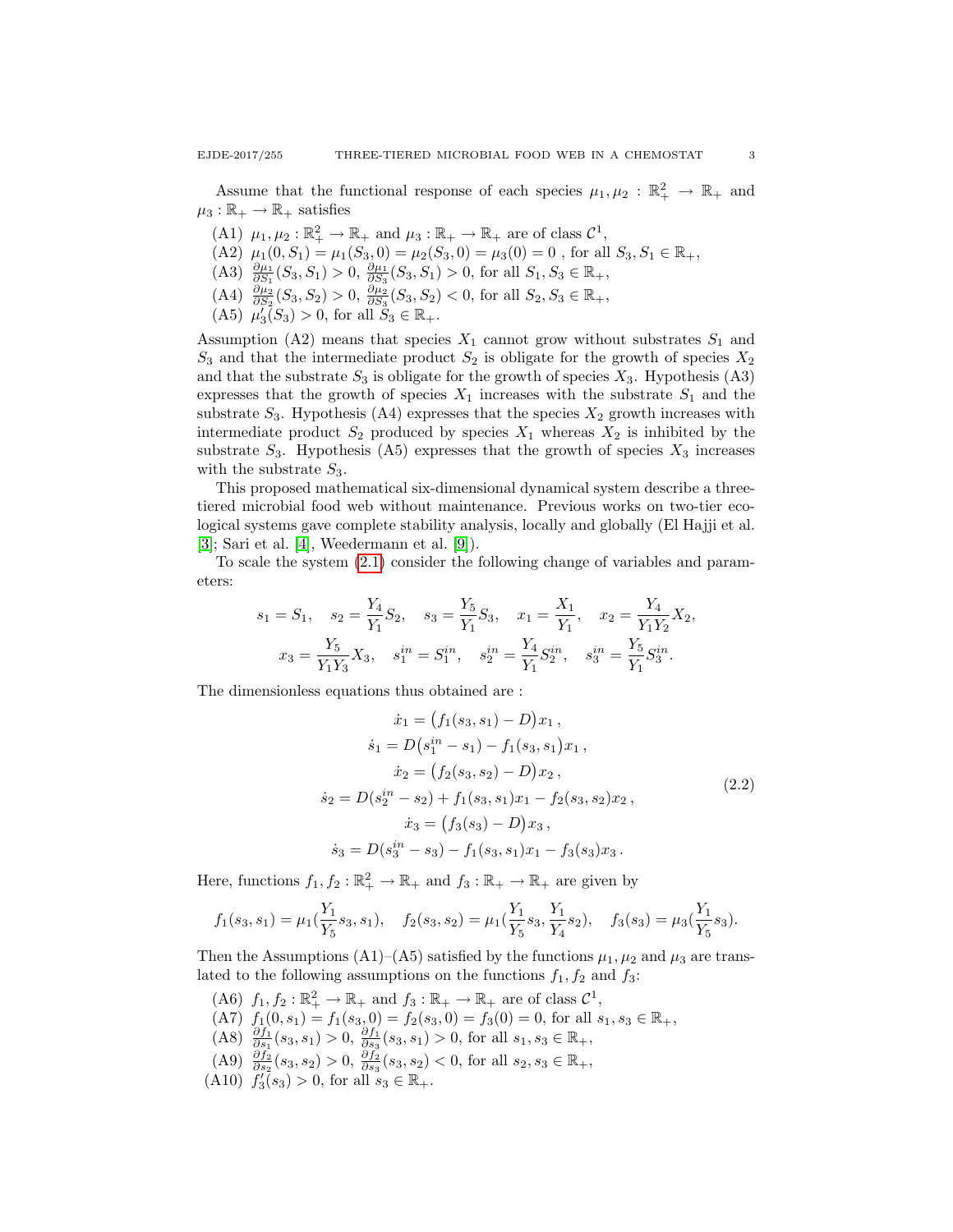Assume that the functional response of each species $\mu_1, \mu_2 : \mathbb{R}_+^2 \to \mathbb{R}_+$ and $\mu_3 : \mathbb{R}_+ \to \mathbb{R}_+$ satisfies

- (A1) $\mu_1, \mu_2 : \mathbb{R}_+^2 \to \mathbb{R}_+$ and $\mu_3 : \mathbb{R}_+ \to \mathbb{R}_+$ are of class $\mathcal{C}^1$,
- (A2) $\mu_1(0, S_1) = \mu_1(S_3, 0) = \mu_2(S_3, 0) = \mu_3(0) = 0$ , for all $S_3, S_1 \in \mathbb{R}_+$,
- (A3) $\frac{\partial \mu_1}{\partial S_1}(S_3, S_1) > 0$, $\frac{\partial \mu_1}{\partial S_3}(S_3, S_1) > 0$, for all $S_1, S_3 \in \mathbb{R}_+$,
- (A4) $\frac{\partial \mu_2}{\partial S_2}(S_3, S_2) > 0$, $\frac{\partial \mu_2}{\partial S_3}(S_3, S_2) < 0$, for all $S_2, S_3 \in \mathbb{R}_+$,
- (A5) $\mu_3'(S_3) > 0$, for all $S_3 \in \mathbb{R}_+$.

Assumption (A2) means that species $X_1$ cannot grow without substrates $S_1$ and $S_3$ and that the intermediate product $S_2$ is obligate for the growth of species $X_2$ and that the substrate $S_3$ is obligate for the growth of species $X_3$. Hypothesis (A3) expresses that the growth of species $X_1$ increases with the substrate $S_1$ and the substrate $S_3$. Hypothesis (A4) expresses that the species $X_2$ growth increases with intermediate product $S_2$ produced by species $X_1$ whereas $X_2$ is inhibited by the substrate $S_3$. Hypothesis (A5) expresses that the growth of species $X_3$ increases with the substrate $S_3$.

This proposed mathematical six-dimensional dynamical system describe a three-tiered microbial food web without maintenance. Previous works on two-tier ecological systems gave complete stability analysis, locally and globally (El Hajji et al. [3]; Sari et al. [4], Weedermann et al. [9]).

To scale the system (2.1) consider the following change of variables and parameters:

$$
s_1 = S_1, \quad s_2 = \frac{Y_4}{Y_1} S_2, \quad s_3 = \frac{Y_5}{Y_1} S_3, \quad x_1 = \frac{X_1}{Y_1}, \quad x_2 = \frac{Y_4}{Y_1 Y_2} X_2,
$$
$$
x_3 = \frac{Y_5}{Y_1 Y_3} X_3, \quad s_1^{in} = S_1^{in}, \quad s_2^{in} = \frac{Y_4}{Y_1} S_2^{in}, \quad s_3^{in} = \frac{Y_5}{Y_1} S_3^{in}.
$$

The dimensionless equations thus obtained are :

$$
\begin{gathered}
\dot{x}_1 = \big(f_1(s_3, s_1) - D\big) x_1 \,, \\
\dot{s}_1 = D\big(s_1^{in} - s_1\big) - f_1(s_3, s_1) x_1 \,, \\
\dot{x}_2 = \big(f_2(s_3, s_2) - D\big) x_2 \,, \\
\dot{s}_2 = D(s_2^{in} - s_2) + f_1(s_3, s_1) x_1 - f_2(s_3, s_2) x_2 \,, \\
\dot{x}_3 = \big(f_3(s_3) - D\big) x_3 \,, \\
\dot{s}_3 = D(s_3^{in} - s_3) - f_1(s_3, s_1) x_1 - f_3(s_3) x_3 \,.
\end{gathered}
\tag{2.2}
$$

Here, functions $f_1, f_2 : \mathbb{R}_+^2 \to \mathbb{R}_+$ and $f_3 : \mathbb{R}_+ \to \mathbb{R}_+$ are given by

$$
f_1(s_3, s_1) = \mu_1\big(\frac{Y_1}{Y_5} s_3, s_1\big), \quad f_2(s_3, s_2) = \mu_1\big(\frac{Y_1}{Y_5} s_3, \frac{Y_1}{Y_4} s_2\big), \quad f_3(s_3) = \mu_3\big(\frac{Y_1}{Y_5} s_3\big).
$$

Then the Assumptions (A1)–(A5) satisfied by the functions $\mu_1, \mu_2$ and $\mu_3$ are translated to the following assumptions on the functions $f_1, f_2$ and $f_3$:

- (A6) $f_1, f_2 : \mathbb{R}_+^2 \to \mathbb{R}_+$ and $f_3 : \mathbb{R}_+ \to \mathbb{R}_+$ are of class $\mathcal{C}^1$,
- (A7) $f_1(0, s_1) = f_1(s_3, 0) = f_2(s_3, 0) = f_3(0) = 0$, for all $s_1, s_3 \in \mathbb{R}_+$,
- (A8) $\frac{\partial f_1}{\partial s_1}(s_3, s_1) > 0$, $\frac{\partial f_1}{\partial s_3}(s_3, s_1) > 0$, for all $s_1, s_3 \in \mathbb{R}_+$,
- (A9) $\frac{\partial f_2}{\partial s_2}(s_3, s_2) > 0$, $\frac{\partial f_2}{\partial s_3}(s_3, s_2) < 0$, for all $s_2, s_3 \in \mathbb{R}_+$,
- (A10) $f_3'(s_3) > 0$, for all $s_3 \in \mathbb{R}_+$.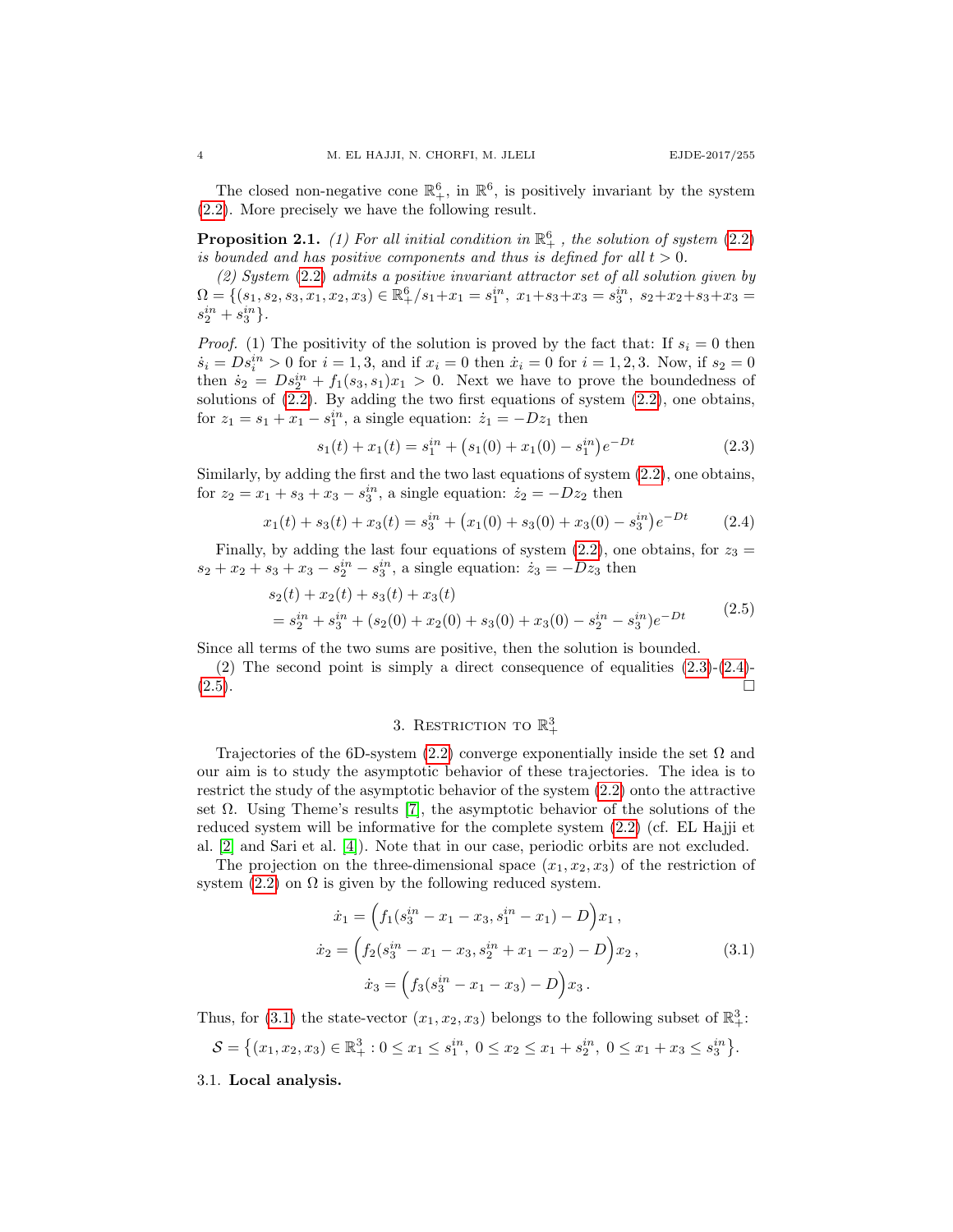The closed non-negative cone $\mathbb{R}^6_+$, in $\mathbb{R}^6$, is positively invariant by the system (2.2). More precisely we have the following result.

**Proposition 2.1.** *(1) For all initial condition in $\mathbb{R}^6_+$ , the solution of system (2.2) is bounded and has positive components and thus is defined for all $t > 0$.*

*(2) System (2.2) admits a positive invariant attractor set of all solution given by $\Omega = \{(s_1, s_2, s_3, x_1, x_2, x_3) \in \mathbb{R}^6_+ / s_1 + x_1 = s_1^{in},\ x_1 + s_3 + x_3 = s_3^{in},\ s_2 + x_2 + s_3 + x_3 = s_2^{in} + s_3^{in}\}$.*

*Proof.* (1) The positivity of the solution is proved by the fact that: If $s_i = 0$ then $\dot{s}_i = D s_i^{in} > 0$ for $i = 1, 3$, and if $x_i = 0$ then $\dot{x}_i = 0$ for $i = 1, 2, 3$. Now, if $s_2 = 0$ then $\dot{s}_2 = D s_2^{in} + f_1(s_3, s_1) x_1 > 0$. Next we have to prove the boundedness of solutions of (2.2). By adding the two first equations of system (2.2), one obtains, for $z_1 = s_1 + x_1 - s_1^{in}$, a single equation: $\dot{z}_1 = -D z_1$ then

$$s_1(t) + x_1(t) = s_1^{in} + \big(s_1(0) + x_1(0) - s_1^{in}\big) e^{-Dt} \tag{2.3}$$

Similarly, by adding the first and the two last equations of system (2.2), one obtains, for $z_2 = x_1 + s_3 + x_3 - s_3^{in}$, a single equation: $\dot{z}_2 = -D z_2$ then

$$x_1(t) + s_3(t) + x_3(t) = s_3^{in} + \big(x_1(0) + s_3(0) + x_3(0) - s_3^{in}\big) e^{-Dt} \tag{2.4}$$

Finally, by adding the last four equations of system (2.2), one obtains, for $z_3 = s_2 + x_2 + s_3 + x_3 - s_2^{in} - s_3^{in}$, a single equation: $\dot{z}_3 = -D z_3$ then

$$\begin{aligned} &s_2(t) + x_2(t) + s_3(t) + x_3(t) \\ &= s_2^{in} + s_3^{in} + (s_2(0) + x_2(0) + s_3(0) + x_3(0) - s_2^{in} - s_3^{in}) e^{-Dt} \end{aligned} \tag{2.5}$$

Since all terms of the two sums are positive, then the solution is bounded.

(2) The second point is simply a direct consequence of equalities (2.3)-(2.4)-(2.5). □

## 3. Restriction to $\mathbb{R}^3_+$

Trajectories of the 6D-system (2.2) converge exponentially inside the set $\Omega$ and our aim is to study the asymptotic behavior of these trajectories. The idea is to restrict the study of the asymptotic behavior of the system (2.2) onto the attractive set $\Omega$. Using Theme's results [7], the asymptotic behavior of the solutions of the reduced system will be informative for the complete system (2.2) (cf. EL Hajji et al. [2] and Sari et al. [4]). Note that in our case, periodic orbits are not excluded.

The projection on the three-dimensional space $(x_1, x_2, x_3)$ of the restriction of system (2.2) on $\Omega$ is given by the following reduced system.

$$\begin{aligned} \dot{x}_1 &= \Big(f_1(s_3^{in} - x_1 - x_3, s_1^{in} - x_1) - D\Big) x_1\,, \\ \dot{x}_2 &= \Big(f_2(s_3^{in} - x_1 - x_3, s_2^{in} + x_1 - x_2) - D\Big) x_2\,, \\ \dot{x}_3 &= \Big(f_3(s_3^{in} - x_1 - x_3) - D\Big) x_3\,. \end{aligned} \tag{3.1}$$

Thus, for (3.1) the state-vector $(x_1, x_2, x_3)$ belongs to the following subset of $\mathbb{R}^3_+$:

$$\mathcal{S} = \big\{(x_1, x_2, x_3) \in \mathbb{R}^3_+ : 0 \le x_1 \le s_1^{in},\ 0 \le x_2 \le x_1 + s_2^{in},\ 0 \le x_1 + x_3 \le s_3^{in}\big\}.$$

### 3.1. Local analysis.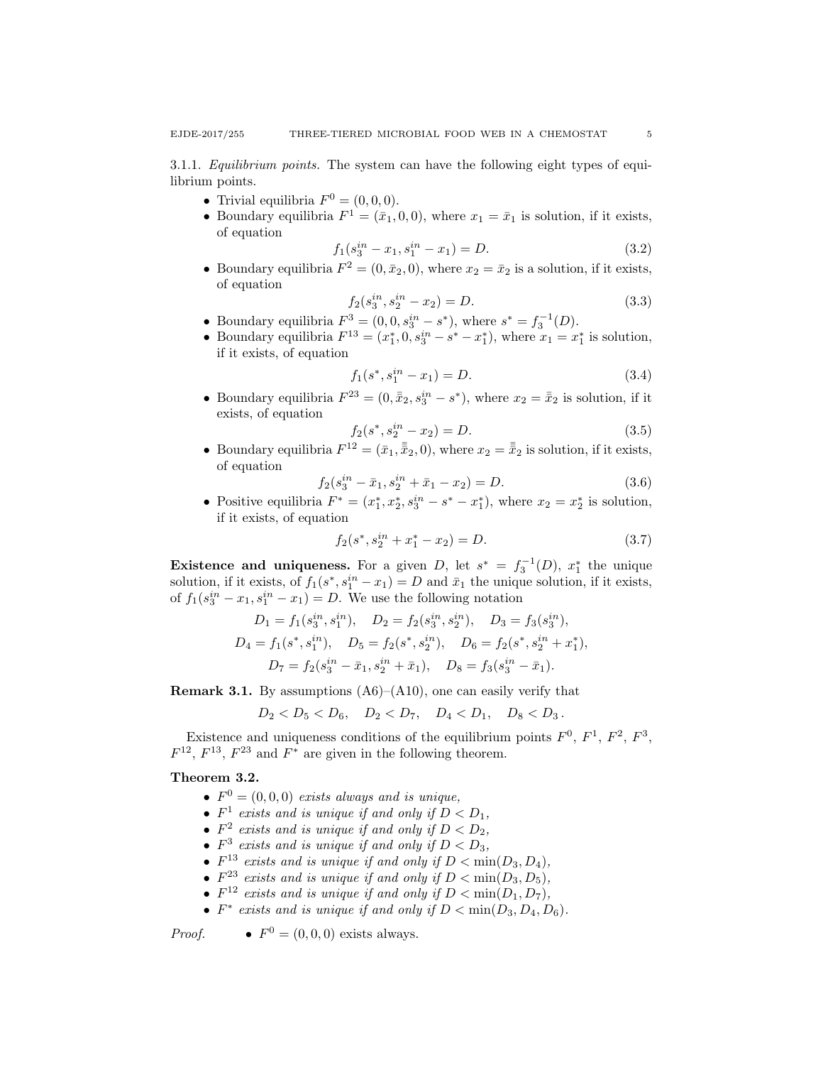3.1.1. *Equilibrium points.* The system can have the following eight types of equilibrium points.

- Trivial equilibria $F^0 = (0, 0, 0)$.
- Boundary equilibria $F^1 = (\bar{x}_1, 0, 0)$, where $x_1 = \bar{x}_1$ is solution, if it exists, of equation
$$f_1(s_3^{in} - x_1, s_1^{in} - x_1) = D. \tag{3.2}$$
- Boundary equilibria $F^2 = (0, \bar{x}_2, 0)$, where $x_2 = \bar{x}_2$ is a solution, if it exists, of equation
$$f_2(s_3^{in}, s_2^{in} - x_2) = D. \tag{3.3}$$
- Boundary equilibria $F^3 = (0, 0, s_3^{in} - s^*)$, where $s^* = f_3^{-1}(D)$.
- Boundary equilibria $F^{13} = (x_1^*, 0, s_3^{in} - s^* - x_1^*)$, where $x_1 = x_1^*$ is solution, if it exists, of equation
$$f_1(s^*, s_1^{in} - x_1) = D. \tag{3.4}$$
- Boundary equilibria $F^{23} = (0, \bar{\bar{x}}_2, s_3^{in} - s^*)$, where $x_2 = \bar{\bar{x}}_2$ is solution, if it exists, of equation
$$f_2(s^*, s_2^{in} - x_2) = D. \tag{3.5}$$
- Boundary equilibria $F^{12} = (\bar{x}_1, \bar{\bar{\bar{x}}}_2, 0)$, where $x_2 = \bar{\bar{\bar{x}}}_2$ is solution, if it exists, of equation
$$f_2(s_3^{in} - \bar{x}_1, s_2^{in} + \bar{x}_1 - x_2) = D. \tag{3.6}$$
- Positive equilibria $F^* = (x_1^*, x_2^*, s_3^{in} - s^* - x_1^*)$, where $x_2 = x_2^*$ is solution, if it exists, of equation
$$f_2(s^*, s_2^{in} + x_1^* - x_2) = D. \tag{3.7}$$

**Existence and uniqueness.** For a given $D$, let $s^* = f_3^{-1}(D)$, $x_1^*$ the unique solution, if it exists, of $f_1(s^*, s_1^{in} - x_1) = D$ and $\bar{x}_1$ the unique solution, if it exists, of $f_1(s_3^{in} - x_1, s_1^{in} - x_1) = D$. We use the following notation

$$D_1 = f_1(s_3^{in}, s_1^{in}), \quad D_2 = f_2(s_3^{in}, s_2^{in}), \quad D_3 = f_3(s_3^{in}),$$
$$D_4 = f_1(s^*, s_1^{in}), \quad D_5 = f_2(s^*, s_2^{in}), \quad D_6 = f_2(s^*, s_2^{in} + x_1^*),$$
$$D_7 = f_2(s_3^{in} - \bar{x}_1, s_2^{in} + \bar{x}_1), \quad D_8 = f_3(s_3^{in} - \bar{x}_1).$$

**Remark 3.1.** By assumptions (A6)–(A10), one can easily verify that

$$D_2 < D_5 < D_6, \quad D_2 < D_7, \quad D_4 < D_1, \quad D_8 < D_3\,.$$

Existence and uniqueness conditions of the equilibrium points $F^0$, $F^1$, $F^2$, $F^3$, $F^{12}$, $F^{13}$, $F^{23}$ and $F^*$ are given in the following theorem.

**Theorem 3.2.**

- $F^0 = (0, 0, 0)$ *exists always and is unique,*
- $F^1$ *exists and is unique if and only if* $D < D_1$*,*
- $F^2$ *exists and is unique if and only if* $D < D_2$*,*
- $F^3$ *exists and is unique if and only if* $D < D_3$*,*
- $F^{13}$ *exists and is unique if and only if* $D < \min(D_3, D_4)$*,*
- $F^{23}$ *exists and is unique if and only if* $D < \min(D_3, D_5)$*,*
- $F^{12}$ *exists and is unique if and only if* $D < \min(D_1, D_7)$*,*
- $F^*$ *exists and is unique if and only if* $D < \min(D_3, D_4, D_6)$*.*

*Proof.*

- $F^0 = (0, 0, 0)$ exists always.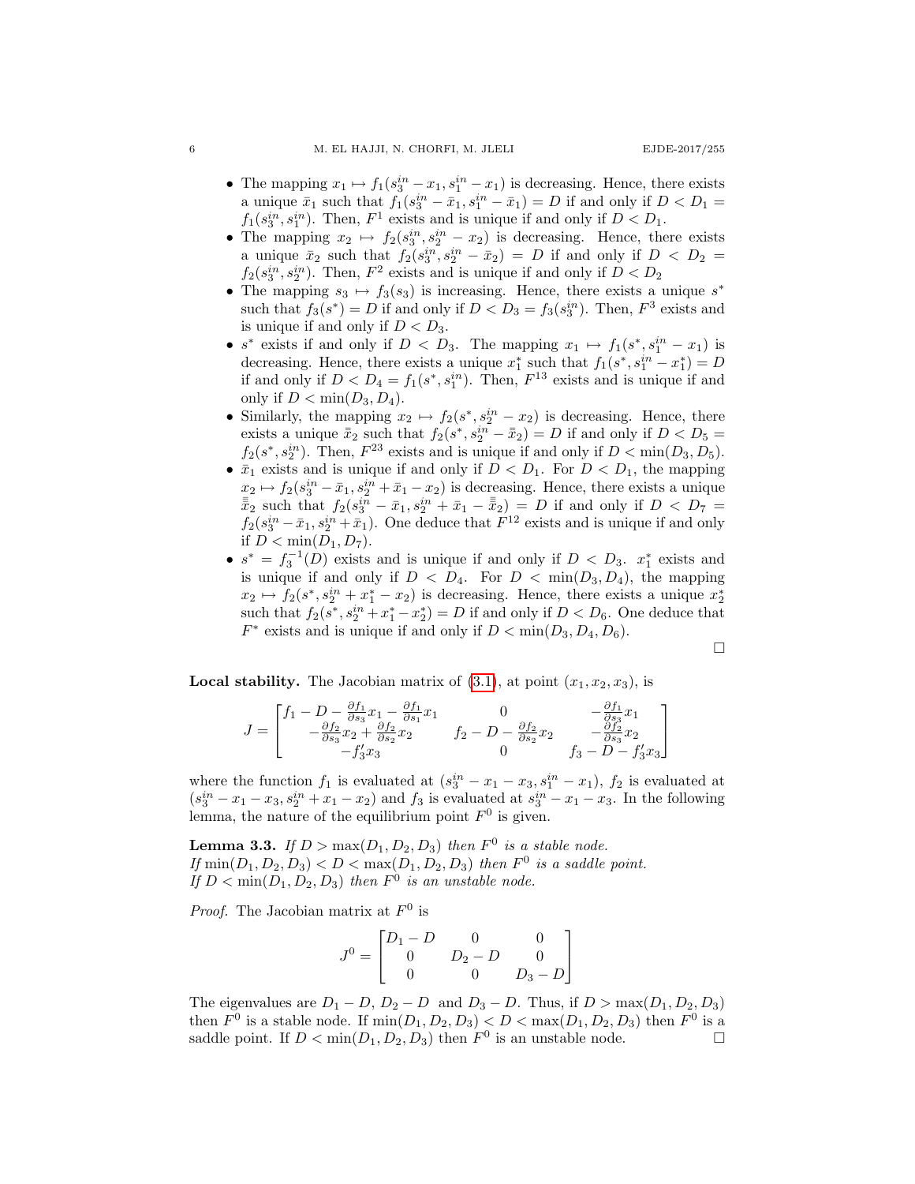- The mapping $x_1 \mapsto f_1(s_3^{in} - x_1, s_1^{in} - x_1)$ is decreasing. Hence, there exists a unique $\bar{x}_1$ such that $f_1(s_3^{in} - \bar{x}_1, s_1^{in} - \bar{x}_1) = D$ if and only if $D < D_1 = f_1(s_3^{in}, s_1^{in})$. Then, $F^1$ exists and is unique if and only if $D < D_1$.
- The mapping $x_2 \mapsto f_2(s_3^{in}, s_2^{in} - x_2)$ is decreasing. Hence, there exists a unique $\bar{x}_2$ such that $f_2(s_3^{in}, s_2^{in} - \bar{x}_2) = D$ if and only if $D < D_2 = f_2(s_3^{in}, s_2^{in})$. Then, $F^2$ exists and is unique if and only if $D < D_2$
- The mapping $s_3 \mapsto f_3(s_3)$ is increasing. Hence, there exists a unique $s^*$ such that $f_3(s^*) = D$ if and only if $D < D_3 = f_3(s_3^{in})$. Then, $F^3$ exists and is unique if and only if $D < D_3$.
- $s^*$ exists if and only if $D < D_3$. The mapping $x_1 \mapsto f_1(s^*, s_1^{in} - x_1)$ is decreasing. Hence, there exists a unique $x_1^*$ such that $f_1(s^*, s_1^{in} - x_1^*) = D$ if and only if $D < D_4 = f_1(s^*, s_1^{in})$. Then, $F^{13}$ exists and is unique if and only if $D < \min(D_3, D_4)$.
- Similarly, the mapping $x_2 \mapsto f_2(s^*, s_2^{in} - x_2)$ is decreasing. Hence, there exists a unique $\bar{\bar{x}}_2$ such that $f_2(s^*, s_2^{in} - \bar{\bar{x}}_2) = D$ if and only if $D < D_5 = f_2(s^*, s_2^{in})$. Then, $F^{23}$ exists and is unique if and only if $D < \min(D_3, D_5)$.
- $\bar{x}_1$ exists and is unique if and only if $D < D_1$. For $D < D_1$, the mapping $x_2 \mapsto f_2(s_3^{in} - \bar{x}_1, s_2^{in} + \bar{x}_1 - x_2)$ is decreasing. Hence, there exists a unique $\bar{\bar{x}}_2$ such that $f_2(s_3^{in} - \bar{x}_1, s_2^{in} + \bar{x}_1 - \bar{\bar{x}}_2) = D$ if and only if $D < D_7 = f_2(s_3^{in} - \bar{x}_1, s_2^{in} + \bar{x}_1)$. One deduce that $F^{12}$ exists and is unique if and only if $D < \min(D_1, D_7)$.
- $s^* = f_3^{-1}(D)$ exists and is unique if and only if $D < D_3$. $x_1^*$ exists and is unique if and only if $D < D_4$. For $D < \min(D_3, D_4)$, the mapping $x_2 \mapsto f_2(s^*, s_2^{in} + x_1^* - x_2)$ is decreasing. Hence, there exists a unique $x_2^*$ such that $f_2(s^*, s_2^{in} + x_1^* - x_2^*) = D$ if and only if $D < D_6$. One deduce that $F^*$ exists and is unique if and only if $D < \min(D_3, D_4, D_6)$.

∎

**Local stability.** The Jacobian matrix of (3.1), at point $(x_1, x_2, x_3)$, is

$$J = \begin{bmatrix} f_1 - D - \frac{\partial f_1}{\partial s_3} x_1 - \frac{\partial f_1}{\partial s_1} x_1 & 0 & -\frac{\partial f_1}{\partial s_3} x_1 \\ -\frac{\partial f_2}{\partial s_3} x_2 + \frac{\partial f_2}{\partial s_2} x_2 & f_2 - D - \frac{\partial f_2}{\partial s_2} x_2 & -\frac{\partial f_2}{\partial s_3} x_2 \\ -f_3' x_3 & 0 & f_3 - D - f_3' x_3 \end{bmatrix}$$

where the function $f_1$ is evaluated at $(s_3^{in} - x_1 - x_3, s_1^{in} - x_1)$, $f_2$ is evaluated at $(s_3^{in} - x_1 - x_3, s_2^{in} + x_1 - x_2)$ and $f_3$ is evaluated at $s_3^{in} - x_1 - x_3$. In the following lemma, the nature of the equilibrium point $F^0$ is given.

**Lemma 3.3.** *If $D > \max(D_1, D_2, D_3)$ then $F^0$ is a stable node.*
*If $\min(D_1, D_2, D_3) < D < \max(D_1, D_2, D_3)$ then $F^0$ is a saddle point.*
*If $D < \min(D_1, D_2, D_3)$ then $F^0$ is an unstable node.*

*Proof.* The Jacobian matrix at $F^0$ is

$$J^0 = \begin{bmatrix} D_1 - D & 0 & 0 \\ 0 & D_2 - D & 0 \\ 0 & 0 & D_3 - D \end{bmatrix}$$

The eigenvalues are $D_1 - D$, $D_2 - D$ and $D_3 - D$. Thus, if $D > \max(D_1, D_2, D_3)$ then $F^0$ is a stable node. If $\min(D_1, D_2, D_3) < D < \max(D_1, D_2, D_3)$ then $F^0$ is a saddle point. If $D < \min(D_1, D_2, D_3)$ then $F^0$ is an unstable node. ∎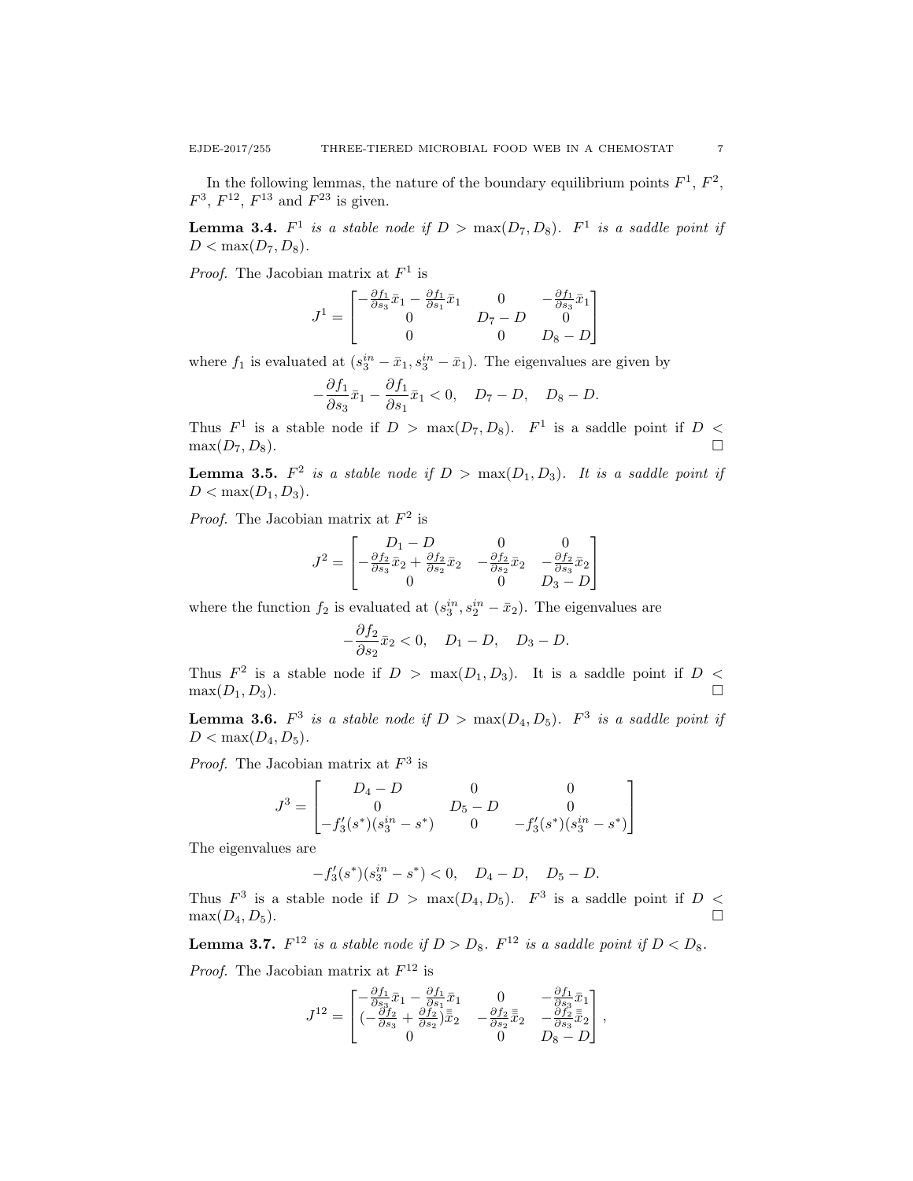In the following lemmas, the nature of the boundary equilibrium points $F^1$, $F^2$, $F^3$, $F^{12}$, $F^{13}$ and $F^{23}$ is given.

**Lemma 3.4.** *$F^1$ is a stable node if $D > \max(D_7, D_8)$. $F^1$ is a saddle point if $D < \max(D_7, D_8)$.*

*Proof.* The Jacobian matrix at $F^1$ is

$$J^1 = \begin{bmatrix} -\frac{\partial f_1}{\partial s_3}\bar{x}_1 - \frac{\partial f_1}{\partial s_1}\bar{x}_1 & 0 & -\frac{\partial f_1}{\partial s_3}\bar{x}_1 \\ 0 & D_7 - D & 0 \\ 0 & 0 & D_8 - D \end{bmatrix}$$

where $f_1$ is evaluated at $(s_3^{in} - \bar{x}_1, s_3^{in} - \bar{x}_1)$. The eigenvalues are given by

$$-\frac{\partial f_1}{\partial s_3}\bar{x}_1 - \frac{\partial f_1}{\partial s_1}\bar{x}_1 < 0, \quad D_7 - D, \quad D_8 - D.$$

Thus $F^1$ is a stable node if $D > \max(D_7, D_8)$. $F^1$ is a saddle point if $D < \max(D_7, D_8)$. $\square$

**Lemma 3.5.** *$F^2$ is a stable node if $D > \max(D_1, D_3)$. It is a saddle point if $D < \max(D_1, D_3)$.*

*Proof.* The Jacobian matrix at $F^2$ is

$$J^2 = \begin{bmatrix} D_1 - D & 0 & 0 \\ -\frac{\partial f_2}{\partial s_3}\bar{x}_2 + \frac{\partial f_2}{\partial s_2}\bar{x}_2 & -\frac{\partial f_2}{\partial s_2}\bar{x}_2 & -\frac{\partial f_2}{\partial s_3}\bar{x}_2 \\ 0 & 0 & D_3 - D \end{bmatrix}$$

where the function $f_2$ is evaluated at $(s_3^{in}, s_2^{in} - \bar{x}_2)$. The eigenvalues are

$$-\frac{\partial f_2}{\partial s_2}\bar{x}_2 < 0, \quad D_1 - D, \quad D_3 - D.$$

Thus $F^2$ is a stable node if $D > \max(D_1, D_3)$. It is a saddle point if $D < \max(D_1, D_3)$. $\square$

**Lemma 3.6.** *$F^3$ is a stable node if $D > \max(D_4, D_5)$. $F^3$ is a saddle point if $D < \max(D_4, D_5)$.*

*Proof.* The Jacobian matrix at $F^3$ is

$$J^3 = \begin{bmatrix} D_4 - D & 0 & 0 \\ 0 & D_5 - D & 0 \\ -f_3'(s^*)(s_3^{in} - s^*) & 0 & -f_3'(s^*)(s_3^{in} - s^*) \end{bmatrix}$$

The eigenvalues are

$$-f_3'(s^*)(s_3^{in} - s^*) < 0, \quad D_4 - D, \quad D_5 - D.$$

Thus $F^3$ is a stable node if $D > \max(D_4, D_5)$. $F^3$ is a saddle point if $D < \max(D_4, D_5)$. $\square$

**Lemma 3.7.** *$F^{12}$ is a stable node if $D > D_8$. $F^{12}$ is a saddle point if $D < D_8$.*

*Proof.* The Jacobian matrix at $F^{12}$ is

$$J^{12} = \begin{bmatrix} -\frac{\partial f_1}{\partial s_3}\bar{x}_1 - \frac{\partial f_1}{\partial s_1}\bar{x}_1 & 0 & -\frac{\partial f_1}{\partial s_3}\bar{x}_1 \\ (-\frac{\partial f_2}{\partial s_3} + \frac{\partial f_2}{\partial s_2})\bar{\bar{x}}_2 & -\frac{\partial f_2}{\partial s_2}\bar{\bar{x}}_2 & -\frac{\partial f_2}{\partial s_3}\bar{\bar{x}}_2 \\ 0 & 0 & D_8 - D \end{bmatrix},$$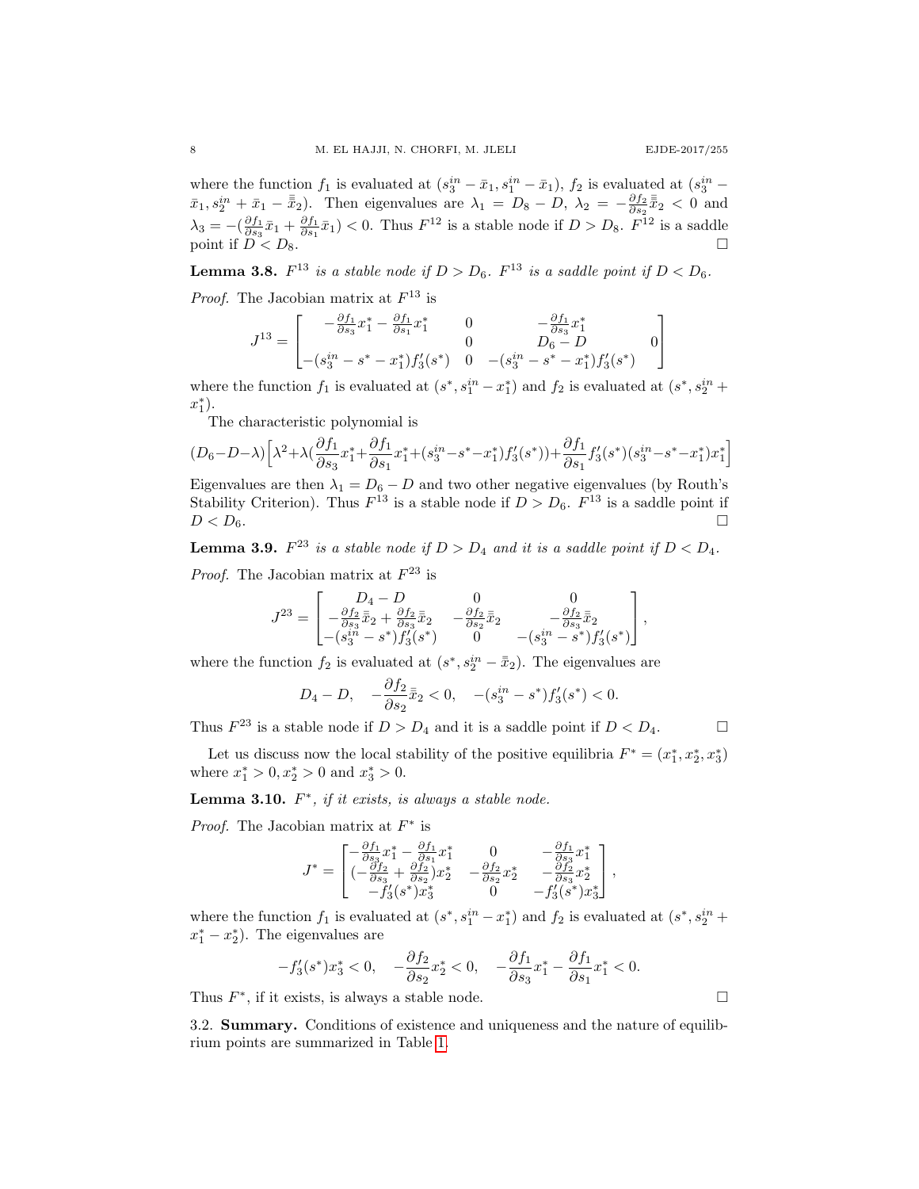where the function $f_1$ is evaluated at $(s_3^{in} - \bar{x}_1, s_1^{in} - \bar{x}_1)$, $f_2$ is evaluated at $(s_3^{in} - \bar{x}_1, s_2^{in} + \bar{x}_1 - \bar{\bar{x}}_2)$. Then eigenvalues are $\lambda_1 = D_8 - D$, $\lambda_2 = -\frac{\partial f_2}{\partial s_2}\bar{\bar{x}}_2 < 0$ and $\lambda_3 = -(\frac{\partial f_1}{\partial s_3}\bar{x}_1 + \frac{\partial f_1}{\partial s_1}\bar{x}_1) < 0$. Thus $F^{12}$ is a stable node if $D > D_8$. $F^{12}$ is a saddle point if $D < D_8$. □

**Lemma 3.8.** *$F^{13}$ is a stable node if $D > D_6$. $F^{13}$ is a saddle point if $D < D_6$.*

*Proof.* The Jacobian matrix at $F^{13}$ is

$$J^{13} = \begin{bmatrix} -\frac{\partial f_1}{\partial s_3}x_1^* - \frac{\partial f_1}{\partial s_1}x_1^* & 0 & -\frac{\partial f_1}{\partial s_3}x_1^* \\ 0 & D_6 - D & 0 \\ -(s_3^{in} - s^* - x_1^*)f_3'(s^*) & 0 & -(s_3^{in} - s^* - x_1^*)f_3'(s^*) \end{bmatrix}$$

where the function $f_1$ is evaluated at $(s^*, s_1^{in} - x_1^*)$ and $f_2$ is evaluated at $(s^*, s_2^{in} + x_1^*)$.

The characteristic polynomial is

$$(D_6 - D - \lambda)\Big[\lambda^2 + \lambda(\frac{\partial f_1}{\partial s_3}x_1^* + \frac{\partial f_1}{\partial s_1}x_1^* + (s_3^{in} - s^* - x_1^*)f_3'(s^*)) + \frac{\partial f_1}{\partial s_1}f_3'(s^*)(s_3^{in} - s^* - x_1^*)x_1^*\Big]$$

Eigenvalues are then $\lambda_1 = D_6 - D$ and two other negative eigenvalues (by Routh's Stability Criterion). Thus $F^{13}$ is a stable node if $D > D_6$. $F^{13}$ is a saddle point if $D < D_6$. □

**Lemma 3.9.** *$F^{23}$ is a stable node if $D > D_4$ and it is a saddle point if $D < D_4$.*

*Proof.* The Jacobian matrix at $F^{23}$ is

$$J^{23} = \begin{bmatrix} D_4 - D & 0 & 0 \\ -\frac{\partial f_2}{\partial s_3}\bar{\bar{x}}_2 + \frac{\partial f_2}{\partial s_3}\bar{\bar{x}}_2 & -\frac{\partial f_2}{\partial s_2}\bar{\bar{x}}_2 & -\frac{\partial f_2}{\partial s_3}\bar{\bar{x}}_2 \\ -(s_3^{in} - s^*)f_3'(s^*) & 0 & -(s_3^{in} - s^*)f_3'(s^*) \end{bmatrix},$$

where the function $f_2$ is evaluated at $(s^*, s_2^{in} - \bar{\bar{x}}_2)$. The eigenvalues are

$$D_4 - D, \quad -\frac{\partial f_2}{\partial s_2}\bar{\bar{x}}_2 < 0, \quad -(s_3^{in} - s^*)f_3'(s^*) < 0.$$

Thus $F^{23}$ is a stable node if $D > D_4$ and it is a saddle point if $D < D_4$. □

Let us discuss now the local stability of the positive equilibria $F^* = (x_1^*, x_2^*, x_3^*)$ where $x_1^* > 0, x_2^* > 0$ and $x_3^* > 0$.

**Lemma 3.10.** *$F^*$, if it exists, is always a stable node.*

*Proof.* The Jacobian matrix at $F^*$ is

$$J^* = \begin{bmatrix} -\frac{\partial f_1}{\partial s_3}x_1^* - \frac{\partial f_1}{\partial s_1}x_1^* & 0 & -\frac{\partial f_1}{\partial s_3}x_1^* \\ (-\frac{\partial f_2}{\partial s_3} + \frac{\partial f_2}{\partial s_2})x_2^* & -\frac{\partial f_2}{\partial s_2}x_2^* & -\frac{\partial f_2}{\partial s_3}x_2^* \\ -f_3'(s^*)x_3^* & 0 & -f_3'(s^*)x_3^* \end{bmatrix},$$

where the function $f_1$ is evaluated at $(s^*, s_1^{in} - x_1^*)$ and $f_2$ is evaluated at $(s^*, s_2^{in} + x_1^* - x_2^*)$. The eigenvalues are

$$-f_3'(s^*)x_3^* < 0, \quad -\frac{\partial f_2}{\partial s_2}x_2^* < 0, \quad -\frac{\partial f_1}{\partial s_3}x_1^* - \frac{\partial f_1}{\partial s_1}x_1^* < 0.$$

Thus $F^*$, if it exists, is always a stable node. □

3.2. **Summary.** Conditions of existence and uniqueness and the nature of equilibrium points are summarized in Table 1.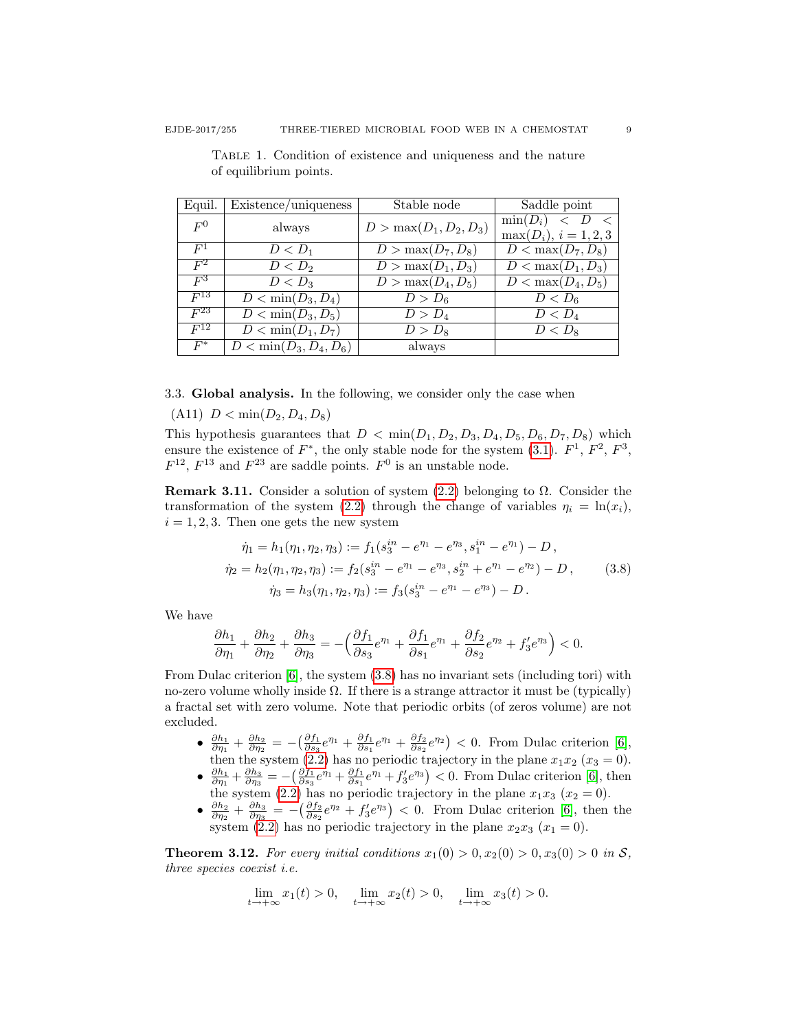Table 1. Condition of existence and uniqueness and the nature of equilibrium points.

| Equil. | Existence/uniqueness | Stable node | Saddle point |
|---|---|---|---|
| $F^0$ | always | $D > \max(D_1, D_2, D_3)$ | $\min(D_i) < D < \max(D_i)$, $i = 1, 2, 3$ |
| $F^1$ | $D < D_1$ | $D > \max(D_7, D_8)$ | $D < \max(D_7, D_8)$ |
| $F^2$ | $D < D_2$ | $D > \max(D_1, D_3)$ | $D < \max(D_1, D_3)$ |
| $F^3$ | $D < D_3$ | $D > \max(D_4, D_5)$ | $D < \max(D_4, D_5)$ |
| $F^{13}$ | $D < \min(D_3, D_4)$ | $D > D_6$ | $D < D_6$ |
| $F^{23}$ | $D < \min(D_3, D_5)$ | $D > D_4$ | $D < D_4$ |
| $F^{12}$ | $D < \min(D_1, D_7)$ | $D > D_8$ | $D < D_8$ |
| $F^*$ | $D < \min(D_3, D_4, D_6)$ | always | |

### 3.3. **Global analysis.**

In the following, we consider only the case when

(A11) $D < \min(D_2, D_4, D_8)$

This hypothesis guarantees that $D < \min(D_1, D_2, D_3, D_4, D_5, D_6, D_7, D_8)$ which ensure the existence of $F^*$, the only stable node for the system (3.1). $F^1$, $F^2$, $F^3$, $F^{12}$, $F^{13}$ and $F^{23}$ are saddle points. $F^0$ is an unstable node.

**Remark 3.11.** Consider a solution of system (2.2) belonging to $\Omega$. Consider the transformation of the system (2.2) through the change of variables $\eta_i = \ln(x_i)$, $i = 1, 2, 3$. Then one gets the new system

$$
\begin{aligned}
\dot{\eta}_1 = h_1(\eta_1, \eta_2, \eta_3) &:= f_1(s_3^{in} - e^{\eta_1} - e^{\eta_3}, s_1^{in} - e^{\eta_1}) - D\,, \\
\dot{\eta}_2 = h_2(\eta_1, \eta_2, \eta_3) &:= f_2(s_3^{in} - e^{\eta_1} - e^{\eta_3}, s_2^{in} + e^{\eta_1} - e^{\eta_2}) - D\,, \\
\dot{\eta}_3 = h_3(\eta_1, \eta_2, \eta_3) &:= f_3(s_3^{in} - e^{\eta_1} - e^{\eta_3}) - D\,.
\end{aligned}
\tag{3.8}
$$

We have

$$
\frac{\partial h_1}{\partial \eta_1} + \frac{\partial h_2}{\partial \eta_2} + \frac{\partial h_3}{\partial \eta_3} = -\Big(\frac{\partial f_1}{\partial s_3} e^{\eta_1} + \frac{\partial f_1}{\partial s_1} e^{\eta_1} + \frac{\partial f_2}{\partial s_2} e^{\eta_2} + f_3' e^{\eta_3}\Big) < 0.
$$

From Dulac criterion [6], the system (3.8) has no invariant sets (including tori) with no-zero volume wholly inside $\Omega$. If there is a strange attractor it must be (typically) a fractal set with zero volume. Note that periodic orbits (of zeros volume) are not excluded.

- $\frac{\partial h_1}{\partial \eta_1} + \frac{\partial h_2}{\partial \eta_2} = -\big(\frac{\partial f_1}{\partial s_3} e^{\eta_1} + \frac{\partial f_1}{\partial s_1} e^{\eta_1} + \frac{\partial f_2}{\partial s_2} e^{\eta_2}\big) < 0$. From Dulac criterion [6], then the system (2.2) has no periodic trajectory in the plane $x_1x_2$ ($x_3 = 0$).
- $\frac{\partial h_1}{\partial \eta_1} + \frac{\partial h_3}{\partial \eta_3} = -\big(\frac{\partial f_1}{\partial s_3} e^{\eta_1} + \frac{\partial f_1}{\partial s_1} e^{\eta_1} + f_3' e^{\eta_3}\big) < 0$. From Dulac criterion [6], then the system (2.2) has no periodic trajectory in the plane $x_1x_3$ ($x_2 = 0$).
- $\frac{\partial h_2}{\partial \eta_2} + \frac{\partial h_3}{\partial \eta_3} = -\big(\frac{\partial f_2}{\partial s_2} e^{\eta_2} + f_3' e^{\eta_3}\big) < 0$. From Dulac criterion [6], then the system (2.2) has no periodic trajectory in the plane $x_2x_3$ ($x_1 = 0$).

**Theorem 3.12.** *For every initial conditions $x_1(0) > 0, x_2(0) > 0, x_3(0) > 0$ in $\mathcal{S}$, three species coexist i.e.*

$$
\lim_{t\to+\infty} x_1(t) > 0, \quad \lim_{t\to+\infty} x_2(t) > 0, \quad \lim_{t\to+\infty} x_3(t) > 0.
$$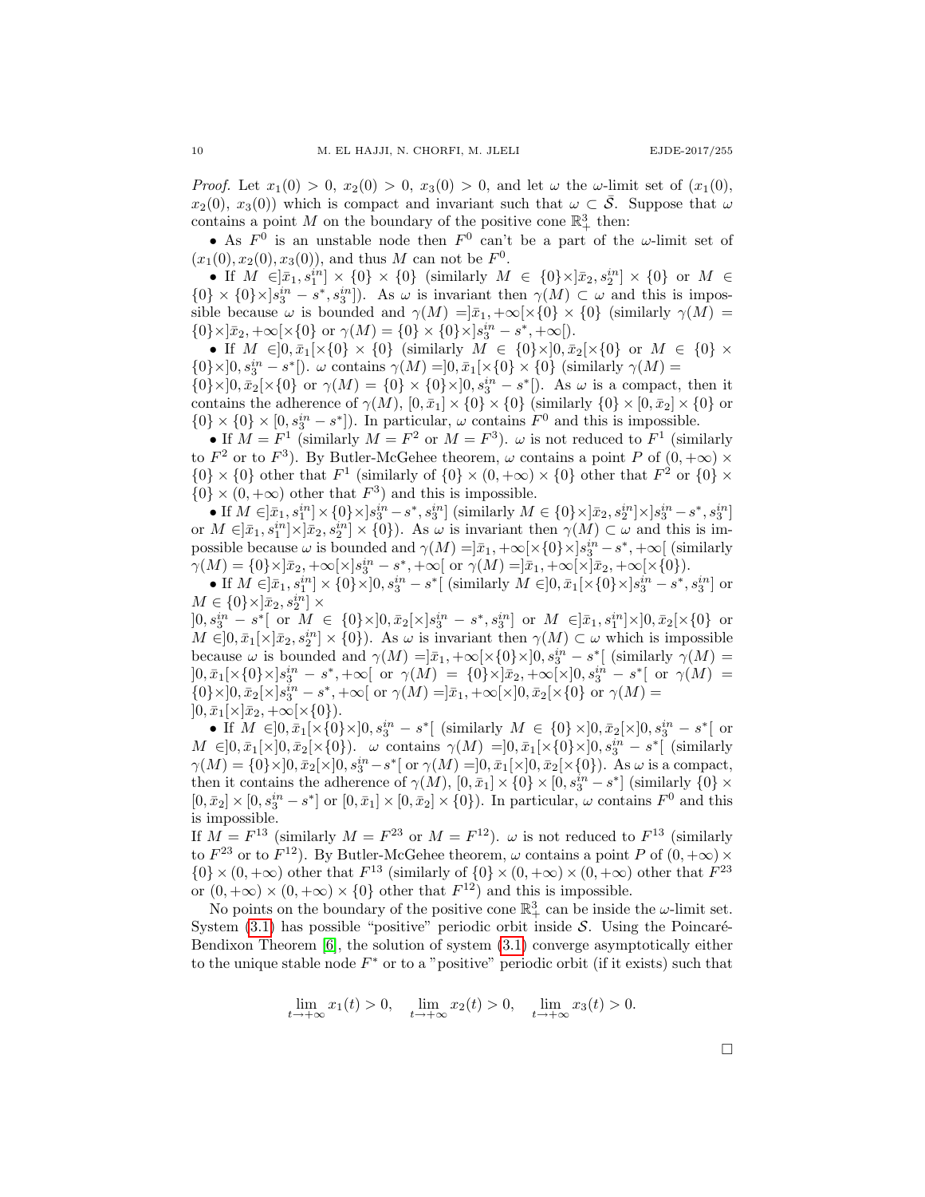*Proof.* Let $x_1(0) > 0$, $x_2(0) > 0$, $x_3(0) > 0$, and let $\omega$ the $\omega$-limit set of $(x_1(0), x_2(0), x_3(0))$ which is compact and invariant such that $\omega \subset \bar{\mathcal{S}}$. Suppose that $\omega$ contains a point $M$ on the boundary of the positive cone $\mathbb{R}^3_+$ then:

- As $F^0$ is an unstable node then $F^0$ can't be a part of the $\omega$-limit set of $(x_1(0), x_2(0), x_3(0))$, and thus $M$ can not be $F^0$.
- If $M \in ]\bar{x}_1, s_1^{in}] \times \{0\} \times \{0\}$ (similarly $M \in \{0\} \times ]\bar{x}_2, s_2^{in}] \times \{0\}$ or $M \in \{0\} \times \{0\} \times ]s_3^{in} - s^*, s_3^{in}]$). As $\omega$ is invariant then $\gamma(M) \subset \omega$ and this is impossible because $\omega$ is bounded and $\gamma(M) = ]\bar{x}_1, +\infty[ \times \{0\} \times \{0\}$ (similarly $\gamma(M) = \{0\} \times ]\bar{x}_2, +\infty[ \times \{0\}$ or $\gamma(M) = \{0\} \times \{0\} \times ]s_3^{in} - s^*, +\infty[$).
- If $M \in ]0, \bar{x}_1[ \times \{0\} \times \{0\}$ (similarly $M \in \{0\} \times ]0, \bar{x}_2[ \times \{0\}$ or $M \in \{0\} \times \{0\} \times ]0, s_3^{in} - s^*[$). $\omega$ contains $\gamma(M) = ]0, \bar{x}_1[ \times \{0\} \times \{0\}$ (similarly $\gamma(M) = \{0\} \times ]0, \bar{x}_2[ \times \{0\}$ or $\gamma(M) = \{0\} \times \{0\} \times ]0, s_3^{in} - s^*[$). As $\omega$ is a compact, then it contains the adherence of $\gamma(M)$, $[0, \bar{x}_1] \times \{0\} \times \{0\}$ (similarly $\{0\} \times [0, \bar{x}_2] \times \{0\}$ or $\{0\} \times \{0\} \times [0, s_3^{in} - s^*]$). In particular, $\omega$ contains $F^0$ and this is impossible.
- If $M = F^1$ (similarly $M = F^2$ or $M = F^3$). $\omega$ is not reduced to $F^1$ (similarly to $F^2$ or to $F^3$). By Butler-McGehee theorem, $\omega$ contains a point $P$ of $(0, +\infty) \times \{0\} \times \{0\}$ other that $F^1$ (similarly of $\{0\} \times (0, +\infty) \times \{0\}$ other that $F^2$ or $\{0\} \times \{0\} \times (0, +\infty)$ other that $F^3$) and this is impossible.
- If $M \in ]\bar{x}_1, s_1^{in}] \times \{0\} \times ]s_3^{in} - s^*, s_3^{in}]$ (similarly $M \in \{0\} \times ]\bar{x}_2, s_2^{in}] \times ]s_3^{in} - s^*, s_3^{in}]$ or $M \in ]\bar{x}_1, s_1^{in}] \times ]\bar{x}_2, s_2^{in}] \times \{0\}$). As $\omega$ is invariant then $\gamma(M) \subset \omega$ and this is impossible because $\omega$ is bounded and $\gamma(M) = ]\bar{x}_1, +\infty[ \times \{0\} \times ]s_3^{in} - s^*, +\infty[$ (similarly $\gamma(M) = \{0\} \times ]\bar{x}_2, +\infty[ \times ]s_3^{in} - s^*, +\infty[$ or $\gamma(M) = ]\bar{x}_1, +\infty[ \times ]\bar{x}_2, +\infty[ \times \{0\}$).
- If $M \in ]\bar{x}_1, s_1^{in}] \times \{0\} \times ]0, s_3^{in} - s^*[$ (similarly $M \in ]0, \bar{x}_1[ \times \{0\} \times ]s_3^{in} - s^*, s_3^{in}]$ or $M \in \{0\} \times ]\bar{x}_2, s_2^{in}] \times ]0, s_3^{in} - s^*[$ or $M \in \{0\} \times ]0, \bar{x}_2[ \times ]s_3^{in} - s^*, s_3^{in}]$ or $M \in ]\bar{x}_1, s_1^{in}] \times ]0, \bar{x}_2[ \times \{0\}$ or $M \in ]0, \bar{x}_1[ \times ]\bar{x}_2, s_2^{in}] \times \{0\}$). As $\omega$ is invariant then $\gamma(M) \subset \omega$ which is impossible because $\omega$ is bounded and $\gamma(M) = ]\bar{x}_1, +\infty[ \times \{0\} \times ]0, s_3^{in} - s^*[$ (similarly $\gamma(M) = ]0, \bar{x}_1[ \times \{0\} \times ]s_3^{in} - s^*, +\infty[$ or $\gamma(M) = \{0\} \times ]\bar{x}_2, +\infty[ \times ]0, s_3^{in} - s^*[$ or $\gamma(M) = \{0\} \times ]0, \bar{x}_2[ \times ]s_3^{in} - s^*, +\infty[$ or $\gamma(M) = ]\bar{x}_1, +\infty[ \times ]0, \bar{x}_2[ \times \{0\}$ or $\gamma(M) = ]0, \bar{x}_1[ \times ]\bar{x}_2, +\infty[ \times \{0\}$).
- If $M \in ]0, \bar{x}_1[ \times \{0\} \times ]0, s_3^{in} - s^*[$ (similarly $M \in \{0\} \times ]0, \bar{x}_2[ \times ]0, s_3^{in} - s^*[$ or $M \in ]0, \bar{x}_1[ \times ]0, \bar{x}_2[ \times \{0\}$). $\omega$ contains $\gamma(M) = ]0, \bar{x}_1[ \times \{0\} \times ]0, s_3^{in} - s^*[$ (similarly $\gamma(M) = \{0\} \times ]0, \bar{x}_2[ \times ]0, s_3^{in} - s^*[$ or $\gamma(M) = ]0, \bar{x}_1[ \times ]0, \bar{x}_2[ \times \{0\}$). As $\omega$ is a compact, then it contains the adherence of $\gamma(M)$, $[0, \bar{x}_1] \times \{0\} \times [0, s_3^{in} - s^*]$ (similarly $\{0\} \times [0, \bar{x}_2] \times [0, s_3^{in} - s^*]$ or $[0, \bar{x}_1] \times [0, \bar{x}_2] \times \{0\}$). In particular, $\omega$ contains $F^0$ and this is impossible.

If $M = F^{13}$ (similarly $M = F^{23}$ or $M = F^{12}$). $\omega$ is not reduced to $F^{13}$ (similarly to $F^{23}$ or to $F^{12}$). By Butler-McGehee theorem, $\omega$ contains a point $P$ of $(0, +\infty) \times \{0\} \times (0, +\infty)$ other that $F^{13}$ (similarly of $\{0\} \times (0, +\infty) \times (0, +\infty)$ other that $F^{23}$ or $(0, +\infty) \times (0, +\infty) \times \{0\}$ other that $F^{12}$) and this is impossible.

No points on the boundary of the positive cone $\mathbb{R}^3_+$ can be inside the $\omega$-limit set. System (3.1) has possible "positive" periodic orbit inside $\mathcal{S}$. Using the Poincaré-Bendixon Theorem [6], the solution of system (3.1) converge asymptotically either to the unique stable node $F^*$ or to a "positive" periodic orbit (if it exists) such that

$$\lim_{t \to +\infty} x_1(t) > 0, \quad \lim_{t \to +\infty} x_2(t) > 0, \quad \lim_{t \to +\infty} x_3(t) > 0.$$

□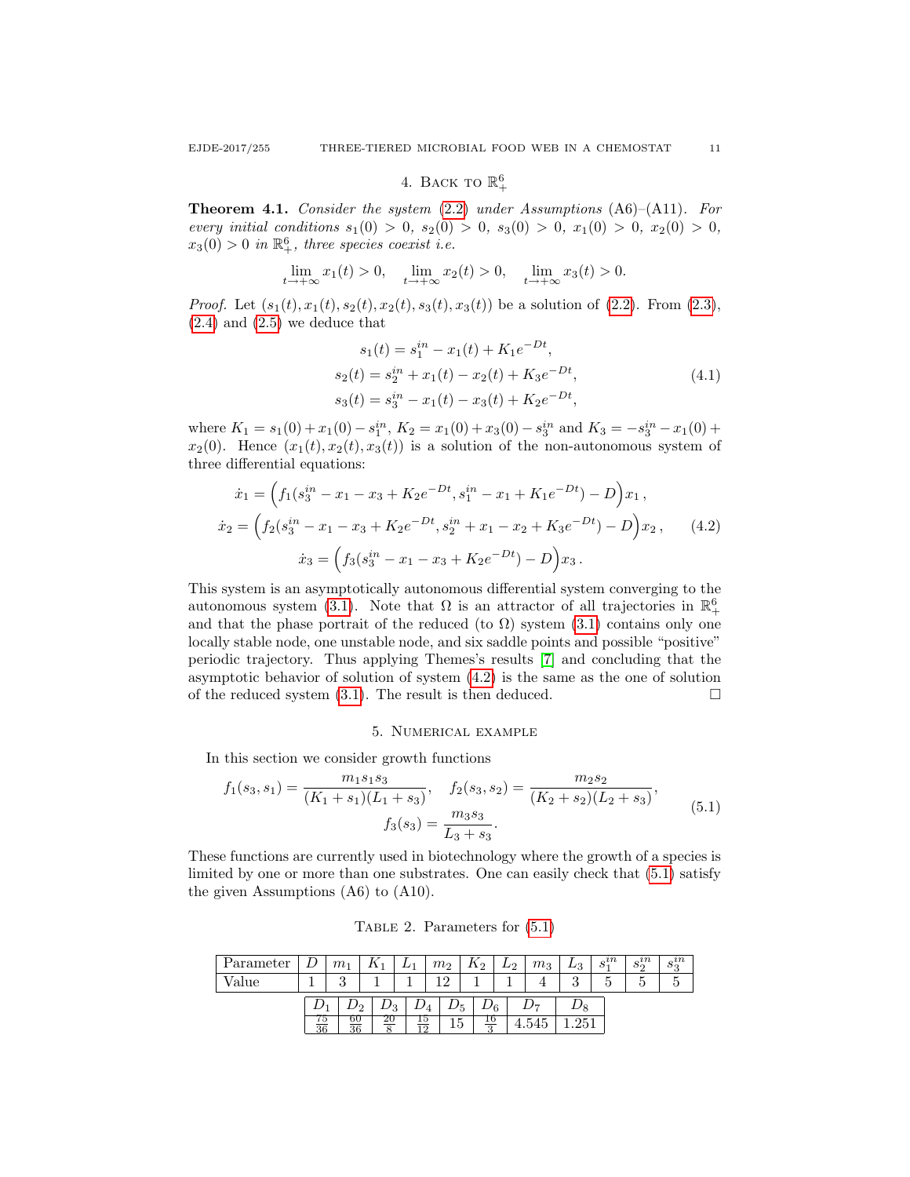## 4. Back to $\mathbb{R}^6_+$

**Theorem 4.1.** *Consider the system (2.2) under Assumptions* (A6)–(A11). *For every initial conditions $s_1(0) > 0$, $s_2(0) > 0$, $s_3(0) > 0$, $x_1(0) > 0$, $x_2(0) > 0$, $x_3(0) > 0$ in $\mathbb{R}^6_+$, three species coexist i.e.*

$$\lim_{t\to+\infty} x_1(t) > 0, \quad \lim_{t\to+\infty} x_2(t) > 0, \quad \lim_{t\to+\infty} x_3(t) > 0.$$

*Proof.* Let $(s_1(t), x_1(t), s_2(t), x_2(t), s_3(t), x_3(t))$ be a solution of (2.2). From (2.3), (2.4) and (2.5) we deduce that

$$\begin{aligned}
s_1(t) &= s_1^{in} - x_1(t) + K_1 e^{-Dt},\\
s_2(t) &= s_2^{in} + x_1(t) - x_2(t) + K_3 e^{-Dt},\\
s_3(t) &= s_3^{in} - x_1(t) - x_3(t) + K_2 e^{-Dt},
\end{aligned} \tag{4.1}$$

where $K_1 = s_1(0) + x_1(0) - s_1^{in}$, $K_2 = x_1(0) + x_3(0) - s_3^{in}$ and $K_3 = -s_3^{in} - x_1(0) + x_2(0)$. Hence $(x_1(t), x_2(t), x_3(t))$ is a solution of the non-autonomous system of three differential equations:

$$\begin{aligned}
\dot{x}_1 &= \Big(f_1(s_3^{in} - x_1 - x_3 + K_2 e^{-Dt}, s_1^{in} - x_1 + K_1 e^{-Dt}) - D\Big)x_1\,,\\
\dot{x}_2 &= \Big(f_2(s_3^{in} - x_1 - x_3 + K_2 e^{-Dt}, s_2^{in} + x_1 - x_2 + K_3 e^{-Dt}) - D\Big)x_2\,,\\
\dot{x}_3 &= \Big(f_3(s_3^{in} - x_1 - x_3 + K_2 e^{-Dt}) - D\Big)x_3\,.
\end{aligned} \tag{4.2}$$

This system is an asymptotically autonomous differential system converging to the autonomous system (3.1). Note that $\Omega$ is an attractor of all trajectories in $\mathbb{R}^6_+$ and that the phase portrait of the reduced (to $\Omega$) system (3.1) contains only one locally stable node, one unstable node, and six saddle points and possible "positive" periodic trajectory. Thus applying Themes's results [7] and concluding that the asymptotic behavior of solution of system (4.2) is the same as the one of solution of the reduced system (3.1). The result is then deduced. □

## 5. Numerical example

In this section we consider growth functions

$$f_1(s_3, s_1) = \frac{m_1 s_1 s_3}{(K_1 + s_1)(L_1 + s_3)}, \quad f_2(s_3, s_2) = \frac{m_2 s_2}{(K_2 + s_2)(L_2 + s_3)},$$
$$f_3(s_3) = \frac{m_3 s_3}{L_3 + s_3}. \tag{5.1}$$

These functions are currently used in biotechnology where the growth of a species is limited by one or more than one substrates. One can easily check that (5.1) satisfy the given Assumptions (A6) to (A10).

Table 2. Parameters for (5.1)

| Parameter | $D$ | $m_1$ | $K_1$ | $L_1$ | $m_2$ | $K_2$ | $L_2$ | $m_3$ | $L_3$ | $s_1^{in}$ | $s_2^{in}$ | $s_3^{in}$ |
|---|---|---|---|---|---|---|---|---|---|---|---|---|
| Value | 1 | 3 | 1 | 1 | 12 | 1 | 1 | 4 | 3 | 5 | 5 | 5 |

| $D_1$ | $D_2$ | $D_3$ | $D_4$ | $D_5$ | $D_6$ | $D_7$ | $D_8$ |
|---|---|---|---|---|---|---|---|
| $\frac{75}{36}$ | $\frac{60}{36}$ | $\frac{20}{8}$ | $\frac{15}{12}$ | 15 | $\frac{16}{3}$ | 4.545 | 1.251 |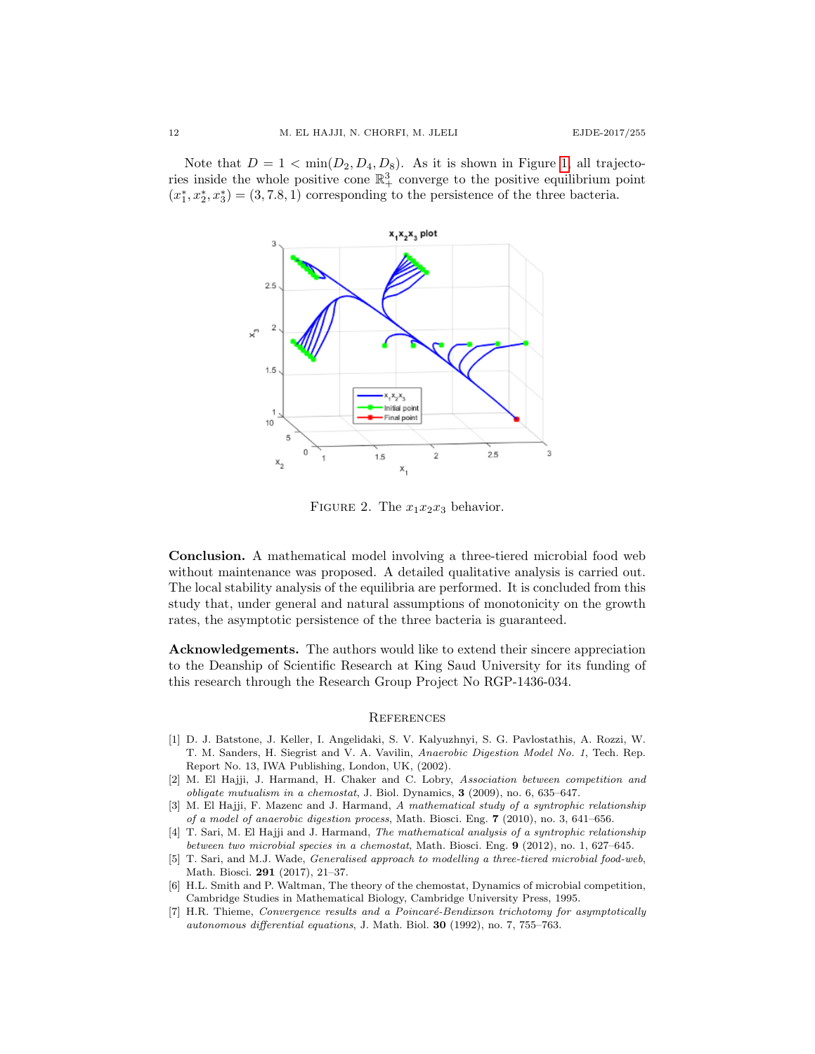Note that $D = 1 < \min(D_2, D_4, D_8)$. As it is shown in Figure 1, all trajectories inside the whole positive cone $\mathbb{R}^3_+$ converge to the positive equilibrium point $(x_1^*, x_2^*, x_3^*) = (3, 7.8, 1)$ corresponding to the persistence of the three bacteria.

Figure 2. The $x_1x_2x_3$ behavior.

**Conclusion.** A mathematical model involving a three-tiered microbial food web without maintenance was proposed. A detailed qualitative analysis is carried out. The local stability analysis of the equilibria are performed. It is concluded from this study that, under general and natural assumptions of monotonicity on the growth rates, the asymptotic persistence of the three bacteria is guaranteed.

**Acknowledgements.** The authors would like to extend their sincere appreciation to the Deanship of Scientific Research at King Saud University for its funding of this research through the Research Group Project No RGP-1436-034.

## References

[1] D. J. Batstone, J. Keller, I. Angelidaki, S. V. Kalyuzhnyi, S. G. Pavlostathis, A. Rozzi, W. T. M. Sanders, H. Siegrist and V. A. Vavilin, *Anaerobic Digestion Model No. 1*, Tech. Rep. Report No. 13, IWA Publishing, London, UK, (2002).

[2] M. El Hajji, J. Harmand, H. Chaker and C. Lobry, *Association between competition and obligate mutualism in a chemostat*, J. Biol. Dynamics, **3** (2009), no. 6, 635–647.

[3] M. El Hajji, F. Mazenc and J. Harmand, *A mathematical study of a syntrophic relationship of a model of anaerobic digestion process*, Math. Biosci. Eng. **7** (2010), no. 3, 641–656.

[4] T. Sari, M. El Hajji and J. Harmand, *The mathematical analysis of a syntrophic relationship between two microbial species in a chemostat*, Math. Biosci. Eng. **9** (2012), no. 1, 627–645.

[5] T. Sari, and M.J. Wade, *Generalised approach to modelling a three-tiered microbial food-web*, Math. Biosci. **291** (2017), 21–37.

[6] H.L. Smith and P. Waltman, The theory of the chemostat, Dynamics of microbial competition, Cambridge Studies in Mathematical Biology, Cambridge University Press, 1995.

[7] H.R. Thieme, *Convergence results and a Poincaré-Bendixson trichotomy for asymptotically autonomous differential equations*, J. Math. Biol. **30** (1992), no. 7, 755–763.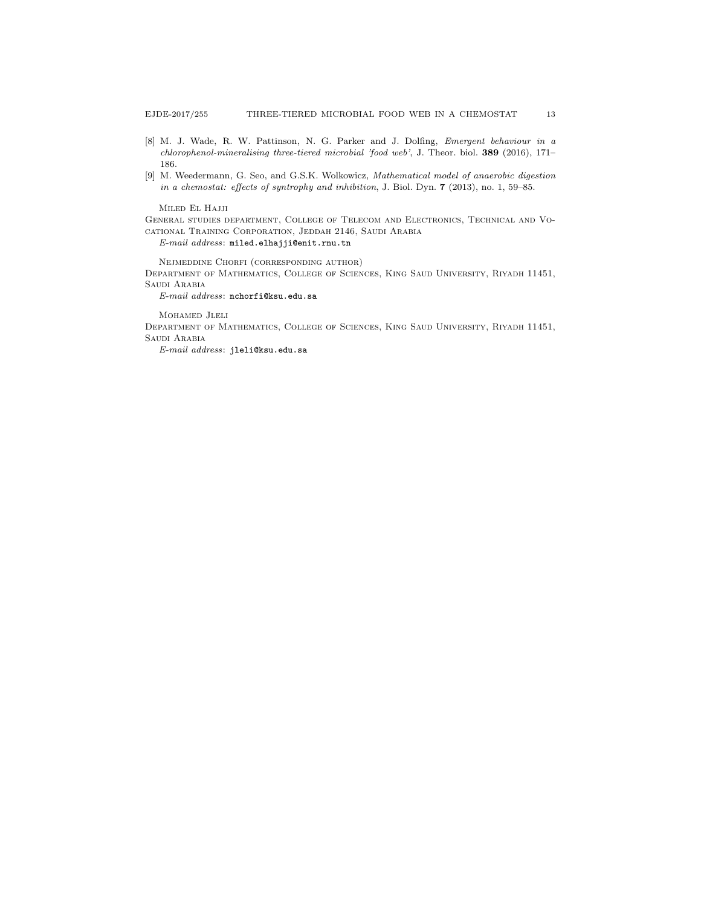[8] M. J. Wade, R. W. Pattinson, N. G. Parker and J. Dolfing, *Emergent behaviour in a chlorophenol-mineralising three-tiered microbial 'food web'*, J. Theor. biol. **389** (2016), 171–186.

[9] M. Weedermann, G. Seo, and G.S.K. Wolkowicz, *Mathematical model of anaerobic digestion in a chemostat: effects of syntrophy and inhibition*, J. Biol. Dyn. **7** (2013), no. 1, 59–85.

Miled El Hajji

General studies department, College of Telecom and Electronics, Technical and Vocational Training Corporation, Jeddah 2146, Saudi Arabia

*E-mail address*: `miled.elhajji@enit.rnu.tn`

Nejmeddine Chorfi (corresponding author)

Department of Mathematics, College of Sciences, King Saud University, Riyadh 11451, Saudi Arabia

*E-mail address*: `nchorfi@ksu.edu.sa`

Mohamed Jleli

Department of Mathematics, College of Sciences, King Saud University, Riyadh 11451, Saudi Arabia

*E-mail address*: `jleli@ksu.edu.sa`